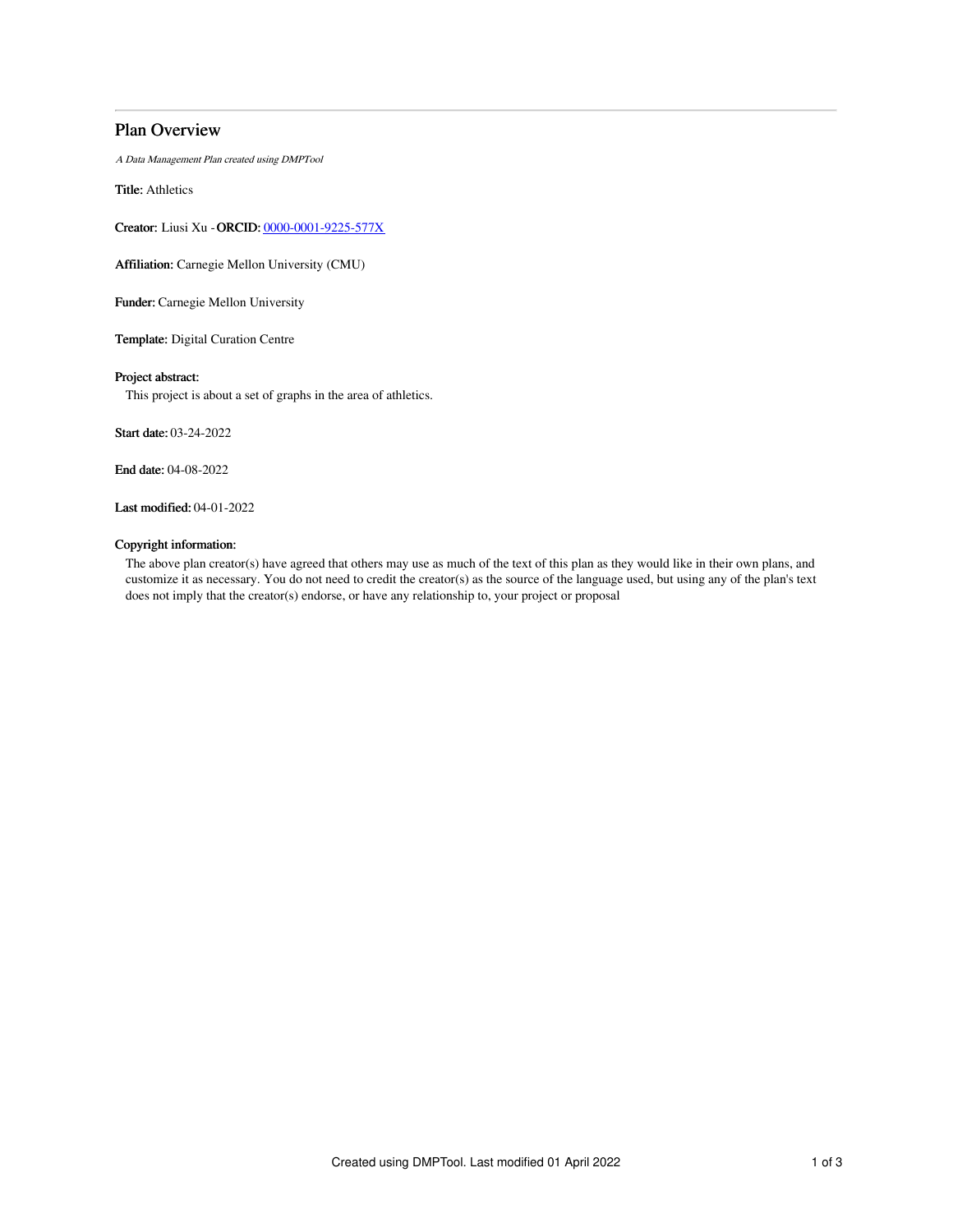# Plan Overview

*A Data Management Plan created using DMPTool*

**Title:** Athletics

**Creator:** Liusi Xu - **ORCID:** [0000-0001-9225-577X](https://orcid.org/0000-0001-9225-577X)

**Affiliation:** Carnegie Mellon University (CMU)

**Funder:** Carnegie Mellon University

**Template:** Digital Curation Centre

**Project abstract:**

This project is about a set of graphs in the area of athletics.

**Start date:** 03-24-2022

**End date:** 04-08-2022

**Last modified:** 04-01-2022

**Copyright information:**

The above plan creator(s) have agreed that others may use as much of the text of this plan as they would like in their own plans, and customize it as necessary. You do not need to credit the creator(s) as the source of the language used, but using any of the plan's text does not imply that the creator(s) endorse, or have any relationship to, your project or proposal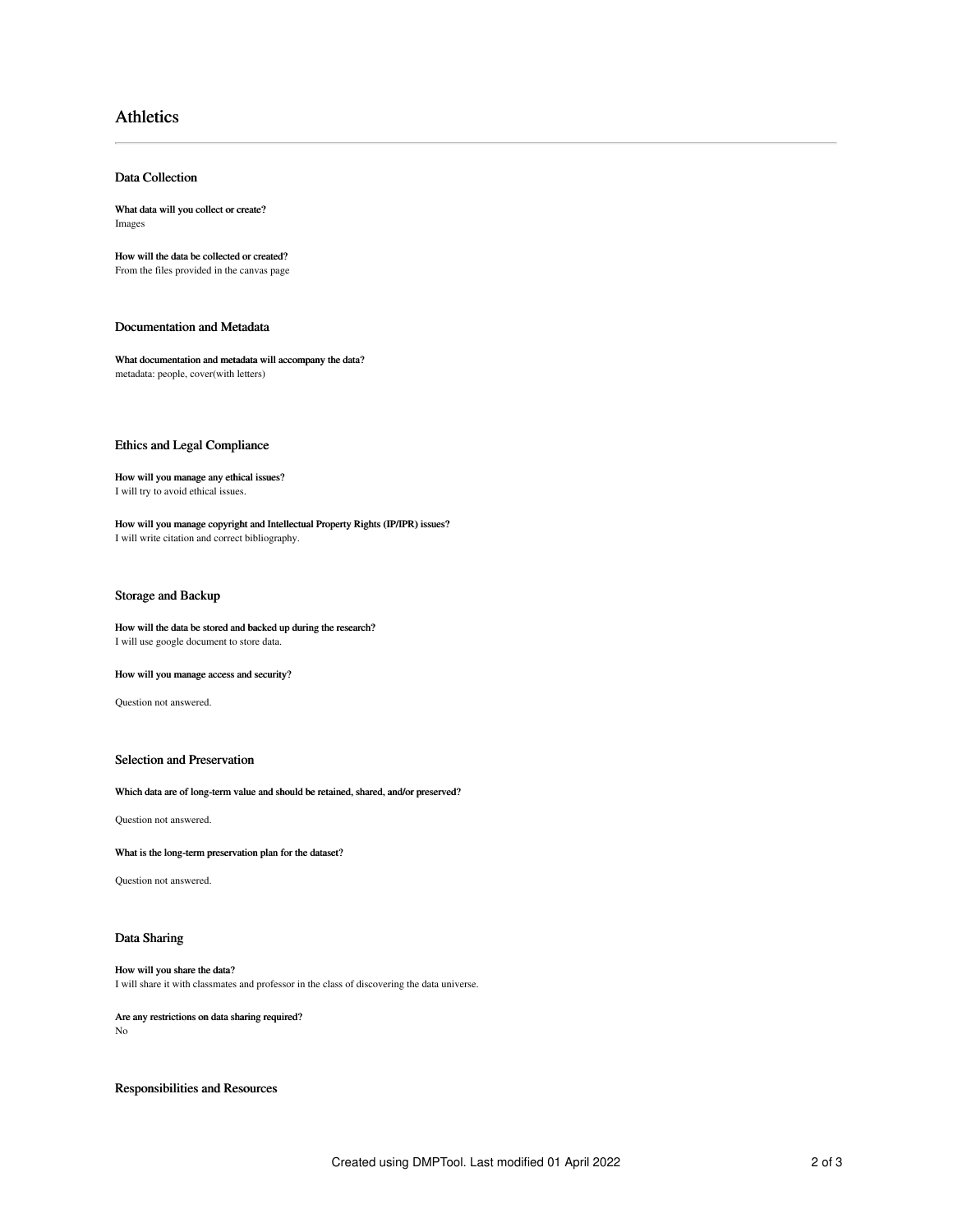## Athletics

### Data Collection

**What data will you collect or create?**
Images

**How will the data be collected or created?**
From the files provided in the canvas page

### Documentation and Metadata

**What documentation and metadata will accompany the data?**
metadata: people, cover(with letters)

### Ethics and Legal Compliance

**How will you manage any ethical issues?**
I will try to avoid ethical issues.

**How will you manage copyright and Intellectual Property Rights (IP/IPR) issues?**
I will write citation and correct bibliography.

### Storage and Backup

**How will the data be stored and backed up during the research?**
I will use google document to store data.

**How will you manage access and security?**

Question not answered.

### Selection and Preservation

**Which data are of long-term value and should be retained, shared, and/or preserved?**

Question not answered.

**What is the long-term preservation plan for the dataset?**

Question not answered.

### Data Sharing

**How will you share the data?**
I will share it with classmates and professor in the class of discovering the data universe.

**Are any restrictions on data sharing required?**
No

### Responsibilities and Resources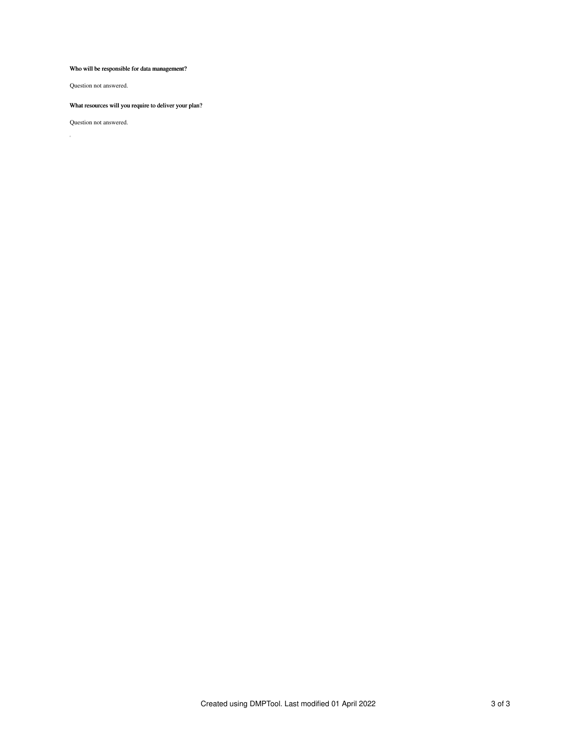**Who will be responsible for data management?**

Question not answered.

**What resources will you require to deliver your plan?**

Question not answered.